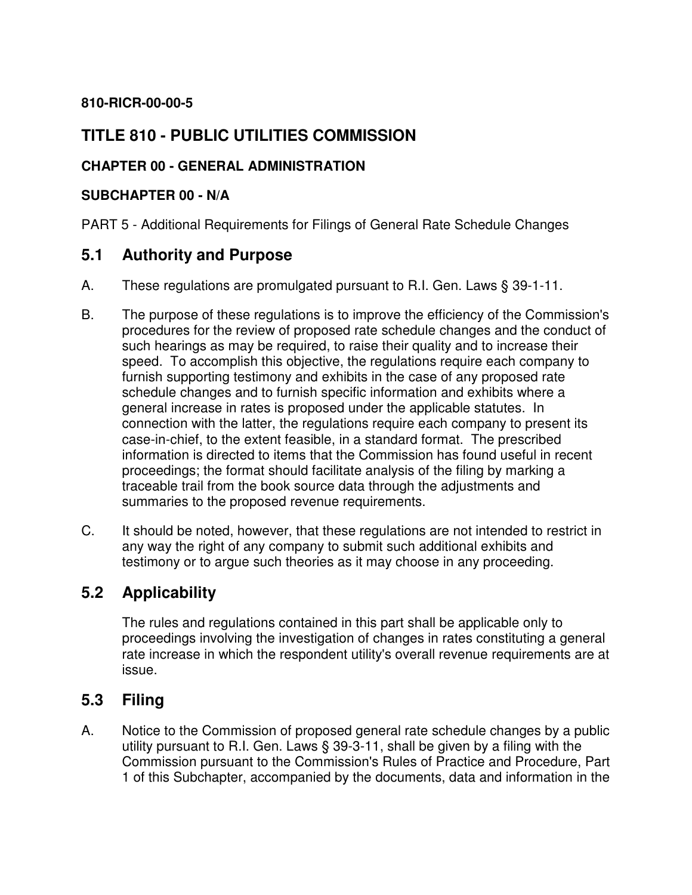**810-RICR-00-00-5**

# TITLE 810 - PUBLIC UTILITIES COMMISSION

### CHAPTER 00 - GENERAL ADMINISTRATION

### SUBCHAPTER 00 - N/A

PART 5 - Additional Requirements for Filings of General Rate Schedule Changes

## 5.1 Authority and Purpose

A. These regulations are promulgated pursuant to R.I. Gen. Laws § 39-1-11.

B. The purpose of these regulations is to improve the efficiency of the Commission's procedures for the review of proposed rate schedule changes and the conduct of such hearings as may be required, to raise their quality and to increase their speed. To accomplish this objective, the regulations require each company to furnish supporting testimony and exhibits in the case of any proposed rate schedule changes and to furnish specific information and exhibits where a general increase in rates is proposed under the applicable statutes. In connection with the latter, the regulations require each company to present its case-in-chief, to the extent feasible, in a standard format. The prescribed information is directed to items that the Commission has found useful in recent proceedings; the format should facilitate analysis of the filing by marking a traceable trail from the book source data through the adjustments and summaries to the proposed revenue requirements.

C. It should be noted, however, that these regulations are not intended to restrict in any way the right of any company to submit such additional exhibits and testimony or to argue such theories as it may choose in any proceeding.

## 5.2 Applicability

The rules and regulations contained in this part shall be applicable only to proceedings involving the investigation of changes in rates constituting a general rate increase in which the respondent utility's overall revenue requirements are at issue.

## 5.3 Filing

A. Notice to the Commission of proposed general rate schedule changes by a public utility pursuant to R.I. Gen. Laws § 39-3-11, shall be given by a filing with the Commission pursuant to the Commission's Rules of Practice and Procedure, Part 1 of this Subchapter, accompanied by the documents, data and information in the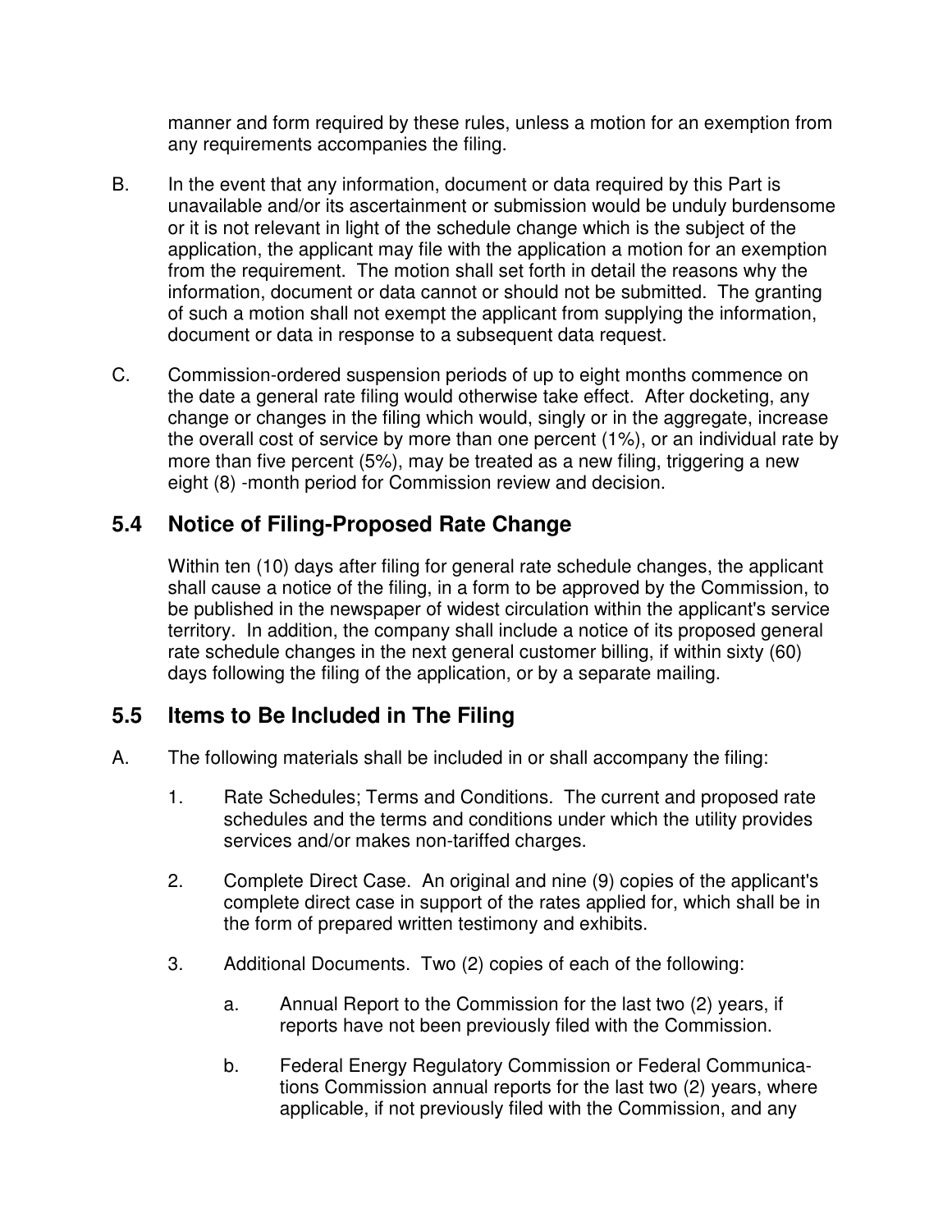manner and form required by these rules, unless a motion for an exemption from any requirements accompanies the filing.

B. In the event that any information, document or data required by this Part is unavailable and/or its ascertainment or submission would be unduly burdensome or it is not relevant in light of the schedule change which is the subject of the application, the applicant may file with the application a motion for an exemption from the requirement. The motion shall set forth in detail the reasons why the information, document or data cannot or should not be submitted. The granting of such a motion shall not exempt the applicant from supplying the information, document or data in response to a subsequent data request.

C. Commission-ordered suspension periods of up to eight months commence on the date a general rate filing would otherwise take effect. After docketing, any change or changes in the filing which would, singly or in the aggregate, increase the overall cost of service by more than one percent (1%), or an individual rate by more than five percent (5%), may be treated as a new filing, triggering a new eight (8) -month period for Commission review and decision.

## 5.4 Notice of Filing-Proposed Rate Change

Within ten (10) days after filing for general rate schedule changes, the applicant shall cause a notice of the filing, in a form to be approved by the Commission, to be published in the newspaper of widest circulation within the applicant's service territory. In addition, the company shall include a notice of its proposed general rate schedule changes in the next general customer billing, if within sixty (60) days following the filing of the application, or by a separate mailing.

## 5.5 Items to Be Included in The Filing

A. The following materials shall be included in or shall accompany the filing:

1. Rate Schedules; Terms and Conditions. The current and proposed rate schedules and the terms and conditions under which the utility provides services and/or makes non-tariffed charges.

2. Complete Direct Case. An original and nine (9) copies of the applicant's complete direct case in support of the rates applied for, which shall be in the form of prepared written testimony and exhibits.

3. Additional Documents. Two (2) copies of each of the following:

   a. Annual Report to the Commission for the last two (2) years, if reports have not been previously filed with the Commission.

   b. Federal Energy Regulatory Commission or Federal Communications Commission annual reports for the last two (2) years, where applicable, if not previously filed with the Commission, and any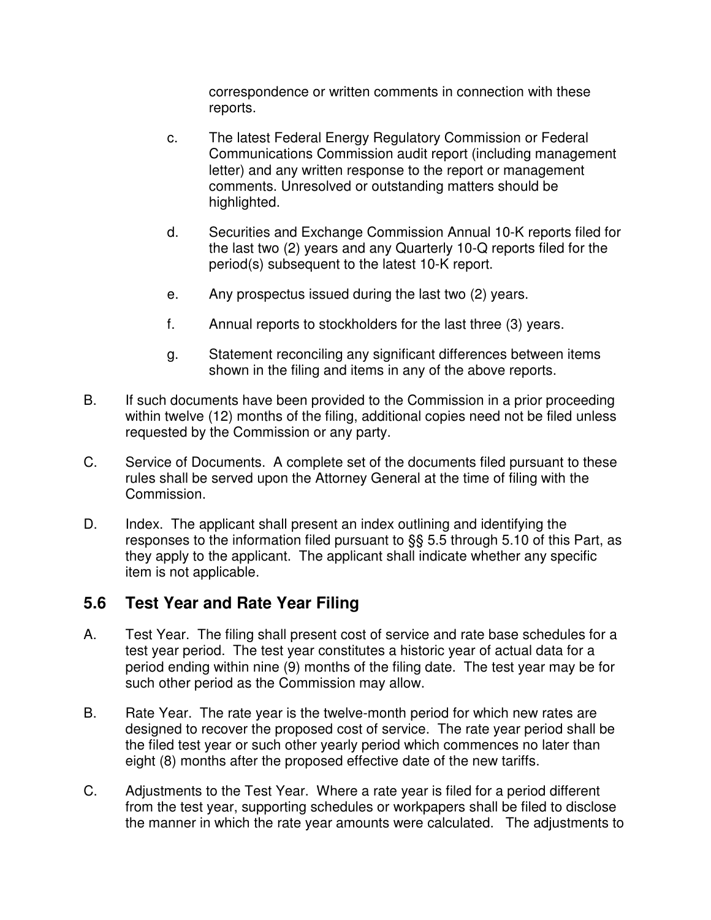correspondence or written comments in connection with these reports.

c. The latest Federal Energy Regulatory Commission or Federal Communications Commission audit report (including management letter) and any written response to the report or management comments. Unresolved or outstanding matters should be highlighted.

d. Securities and Exchange Commission Annual 10-K reports filed for the last two (2) years and any Quarterly 10-Q reports filed for the period(s) subsequent to the latest 10-K report.

e. Any prospectus issued during the last two (2) years.

f. Annual reports to stockholders for the last three (3) years.

g. Statement reconciling any significant differences between items shown in the filing and items in any of the above reports.

B. If such documents have been provided to the Commission in a prior proceeding within twelve (12) months of the filing, additional copies need not be filed unless requested by the Commission or any party.

C. Service of Documents. A complete set of the documents filed pursuant to these rules shall be served upon the Attorney General at the time of filing with the Commission.

D. Index. The applicant shall present an index outlining and identifying the responses to the information filed pursuant to §§ 5.5 through 5.10 of this Part, as they apply to the applicant. The applicant shall indicate whether any specific item is not applicable.

## 5.6 Test Year and Rate Year Filing

A. Test Year. The filing shall present cost of service and rate base schedules for a test year period. The test year constitutes a historic year of actual data for a period ending within nine (9) months of the filing date. The test year may be for such other period as the Commission may allow.

B. Rate Year. The rate year is the twelve-month period for which new rates are designed to recover the proposed cost of service. The rate year period shall be the filed test year or such other yearly period which commences no later than eight (8) months after the proposed effective date of the new tariffs.

C. Adjustments to the Test Year. Where a rate year is filed for a period different from the test year, supporting schedules or workpapers shall be filed to disclose the manner in which the rate year amounts were calculated. The adjustments to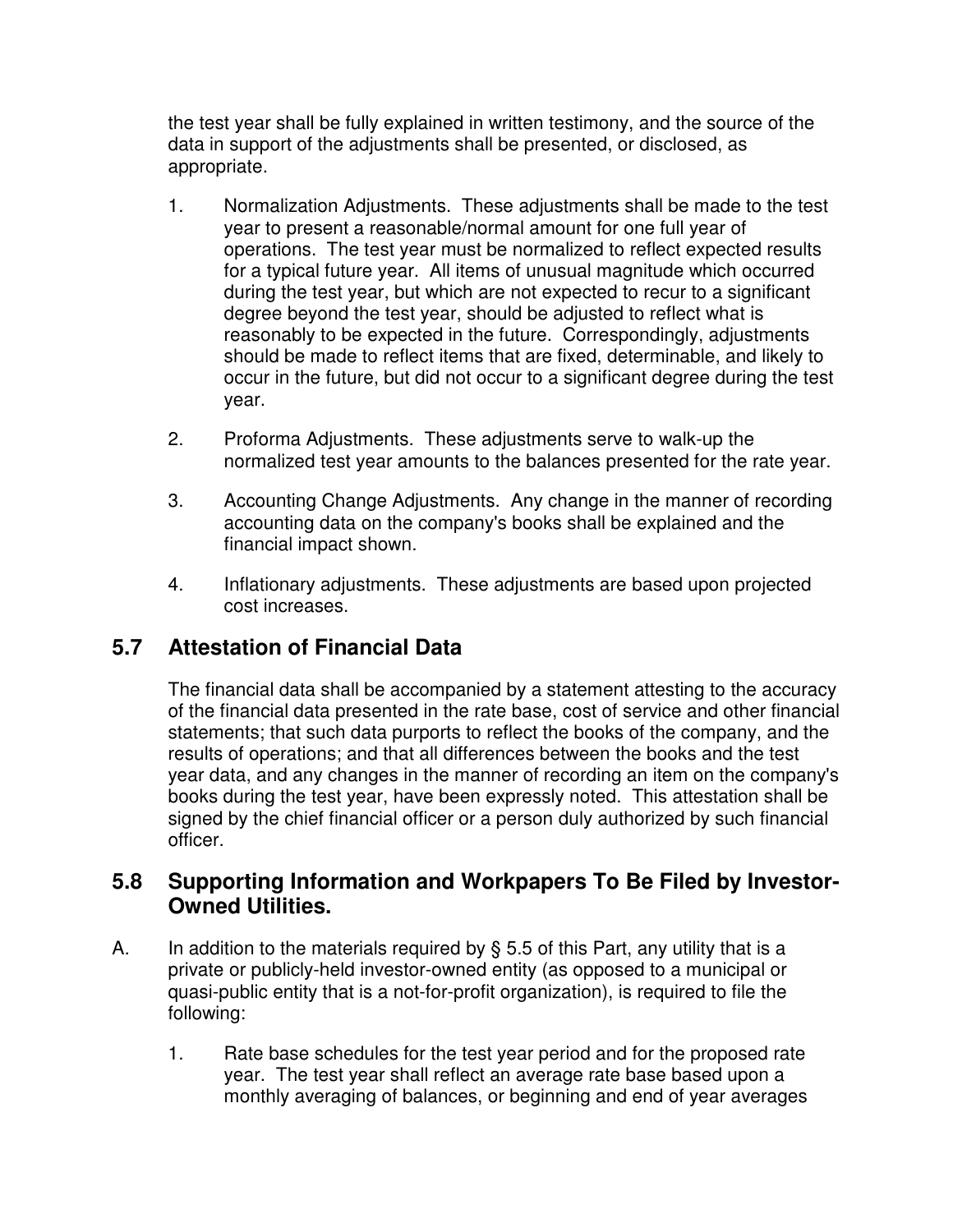the test year shall be fully explained in written testimony, and the source of the data in support of the adjustments shall be presented, or disclosed, as appropriate.

1. Normalization Adjustments. These adjustments shall be made to the test year to present a reasonable/normal amount for one full year of operations. The test year must be normalized to reflect expected results for a typical future year. All items of unusual magnitude which occurred during the test year, but which are not expected to recur to a significant degree beyond the test year, should be adjusted to reflect what is reasonably to be expected in the future. Correspondingly, adjustments should be made to reflect items that are fixed, determinable, and likely to occur in the future, but did not occur to a significant degree during the test year.

2. Proforma Adjustments. These adjustments serve to walk-up the normalized test year amounts to the balances presented for the rate year.

3. Accounting Change Adjustments. Any change in the manner of recording accounting data on the company's books shall be explained and the financial impact shown.

4. Inflationary adjustments. These adjustments are based upon projected cost increases.

## 5.7 Attestation of Financial Data

The financial data shall be accompanied by a statement attesting to the accuracy of the financial data presented in the rate base, cost of service and other financial statements; that such data purports to reflect the books of the company, and the results of operations; and that all differences between the books and the test year data, and any changes in the manner of recording an item on the company's books during the test year, have been expressly noted. This attestation shall be signed by the chief financial officer or a person duly authorized by such financial officer.

## 5.8 Supporting Information and Workpapers To Be Filed by Investor-Owned Utilities.

A. In addition to the materials required by § 5.5 of this Part, any utility that is a private or publicly-held investor-owned entity (as opposed to a municipal or quasi-public entity that is a not-for-profit organization), is required to file the following:

1. Rate base schedules for the test year period and for the proposed rate year. The test year shall reflect an average rate base based upon a monthly averaging of balances, or beginning and end of year averages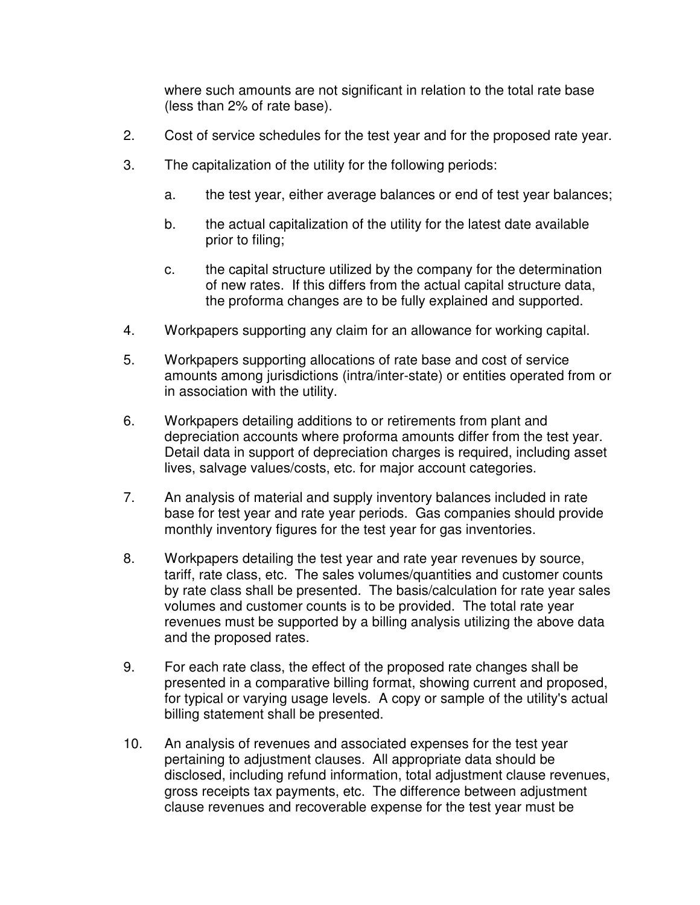where such amounts are not significant in relation to the total rate base (less than 2% of rate base).

2. Cost of service schedules for the test year and for the proposed rate year.

3. The capitalization of the utility for the following periods:

    a. the test year, either average balances or end of test year balances;

    b. the actual capitalization of the utility for the latest date available prior to filing;

    c. the capital structure utilized by the company for the determination of new rates. If this differs from the actual capital structure data, the proforma changes are to be fully explained and supported.

4. Workpapers supporting any claim for an allowance for working capital.

5. Workpapers supporting allocations of rate base and cost of service amounts among jurisdictions (intra/inter-state) or entities operated from or in association with the utility.

6. Workpapers detailing additions to or retirements from plant and depreciation accounts where proforma amounts differ from the test year. Detail data in support of depreciation charges is required, including asset lives, salvage values/costs, etc. for major account categories.

7. An analysis of material and supply inventory balances included in rate base for test year and rate year periods. Gas companies should provide monthly inventory figures for the test year for gas inventories.

8. Workpapers detailing the test year and rate year revenues by source, tariff, rate class, etc. The sales volumes/quantities and customer counts by rate class shall be presented. The basis/calculation for rate year sales volumes and customer counts is to be provided. The total rate year revenues must be supported by a billing analysis utilizing the above data and the proposed rates.

9. For each rate class, the effect of the proposed rate changes shall be presented in a comparative billing format, showing current and proposed, for typical or varying usage levels. A copy or sample of the utility's actual billing statement shall be presented.

10. An analysis of revenues and associated expenses for the test year pertaining to adjustment clauses. All appropriate data should be disclosed, including refund information, total adjustment clause revenues, gross receipts tax payments, etc. The difference between adjustment clause revenues and recoverable expense for the test year must be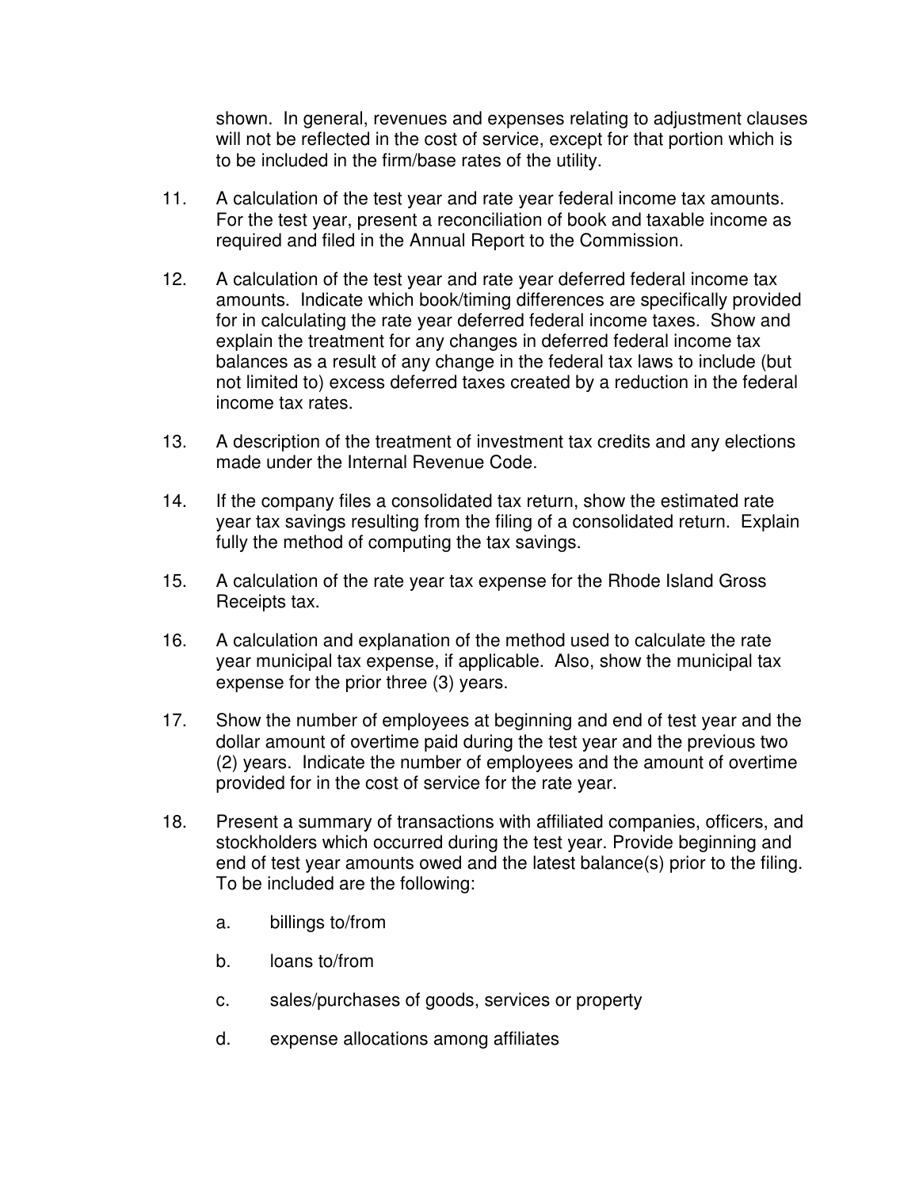shown. In general, revenues and expenses relating to adjustment clauses will not be reflected in the cost of service, except for that portion which is to be included in the firm/base rates of the utility.

11. A calculation of the test year and rate year federal income tax amounts. For the test year, present a reconciliation of book and taxable income as required and filed in the Annual Report to the Commission.

12. A calculation of the test year and rate year deferred federal income tax amounts. Indicate which book/timing differences are specifically provided for in calculating the rate year deferred federal income taxes. Show and explain the treatment for any changes in deferred federal income tax balances as a result of any change in the federal tax laws to include (but not limited to) excess deferred taxes created by a reduction in the federal income tax rates.

13. A description of the treatment of investment tax credits and any elections made under the Internal Revenue Code.

14. If the company files a consolidated tax return, show the estimated rate year tax savings resulting from the filing of a consolidated return. Explain fully the method of computing the tax savings.

15. A calculation of the rate year tax expense for the Rhode Island Gross Receipts tax.

16. A calculation and explanation of the method used to calculate the rate year municipal tax expense, if applicable. Also, show the municipal tax expense for the prior three (3) years.

17. Show the number of employees at beginning and end of test year and the dollar amount of overtime paid during the test year and the previous two (2) years. Indicate the number of employees and the amount of overtime provided for in the cost of service for the rate year.

18. Present a summary of transactions with affiliated companies, officers, and stockholders which occurred during the test year. Provide beginning and end of test year amounts owed and the latest balance(s) prior to the filing. To be included are the following:

    a. billings to/from

    b. loans to/from

    c. sales/purchases of goods, services or property

    d. expense allocations among affiliates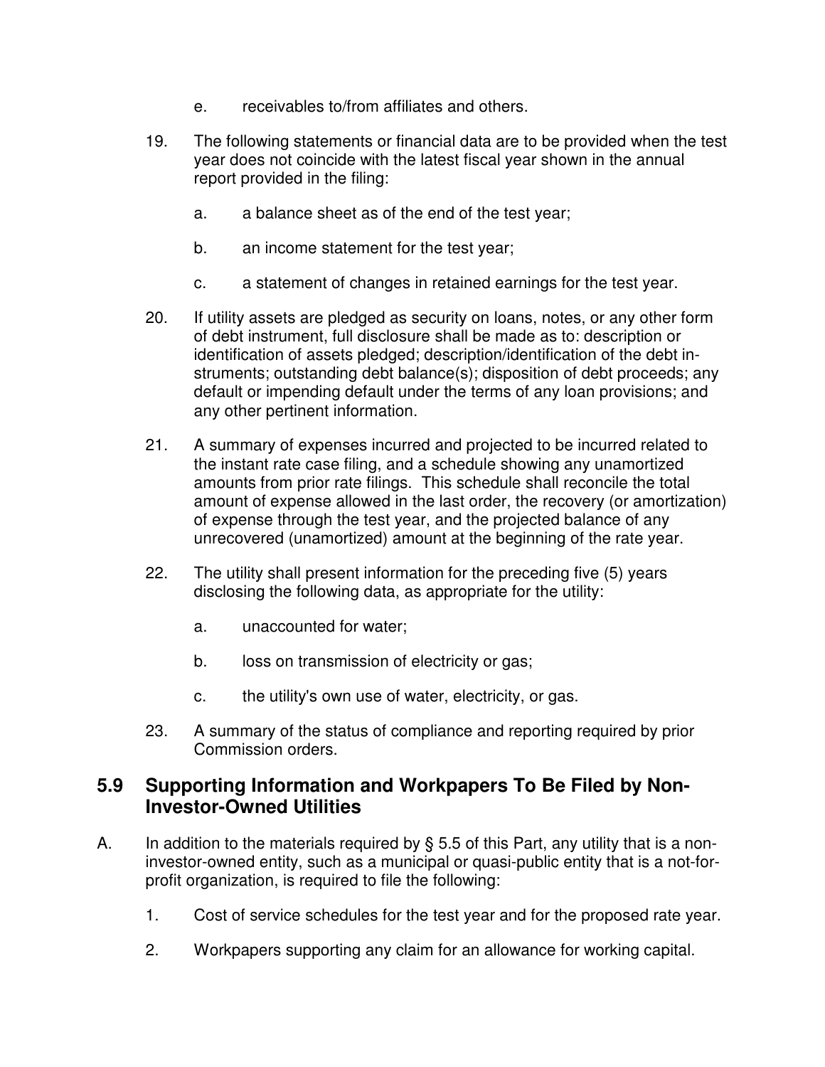e. receivables to/from affiliates and others.

19. The following statements or financial data are to be provided when the test year does not coincide with the latest fiscal year shown in the annual report provided in the filing:

    a. a balance sheet as of the end of the test year;

    b. an income statement for the test year;

    c. a statement of changes in retained earnings for the test year.

20. If utility assets are pledged as security on loans, notes, or any other form of debt instrument, full disclosure shall be made as to: description or identification of assets pledged; description/identification of the debt instruments; outstanding debt balance(s); disposition of debt proceeds; any default or impending default under the terms of any loan provisions; and any other pertinent information.

21. A summary of expenses incurred and projected to be incurred related to the instant rate case filing, and a schedule showing any unamortized amounts from prior rate filings. This schedule shall reconcile the total amount of expense allowed in the last order, the recovery (or amortization) of expense through the test year, and the projected balance of any unrecovered (unamortized) amount at the beginning of the rate year.

22. The utility shall present information for the preceding five (5) years disclosing the following data, as appropriate for the utility:

    a. unaccounted for water;

    b. loss on transmission of electricity or gas;

    c. the utility's own use of water, electricity, or gas.

23. A summary of the status of compliance and reporting required by prior Commission orders.

## 5.9 Supporting Information and Workpapers To Be Filed by Non-Investor-Owned Utilities

A. In addition to the materials required by § 5.5 of this Part, any utility that is a non-investor-owned entity, such as a municipal or quasi-public entity that is a not-for-profit organization, is required to file the following:

   1. Cost of service schedules for the test year and for the proposed rate year.

   2. Workpapers supporting any claim for an allowance for working capital.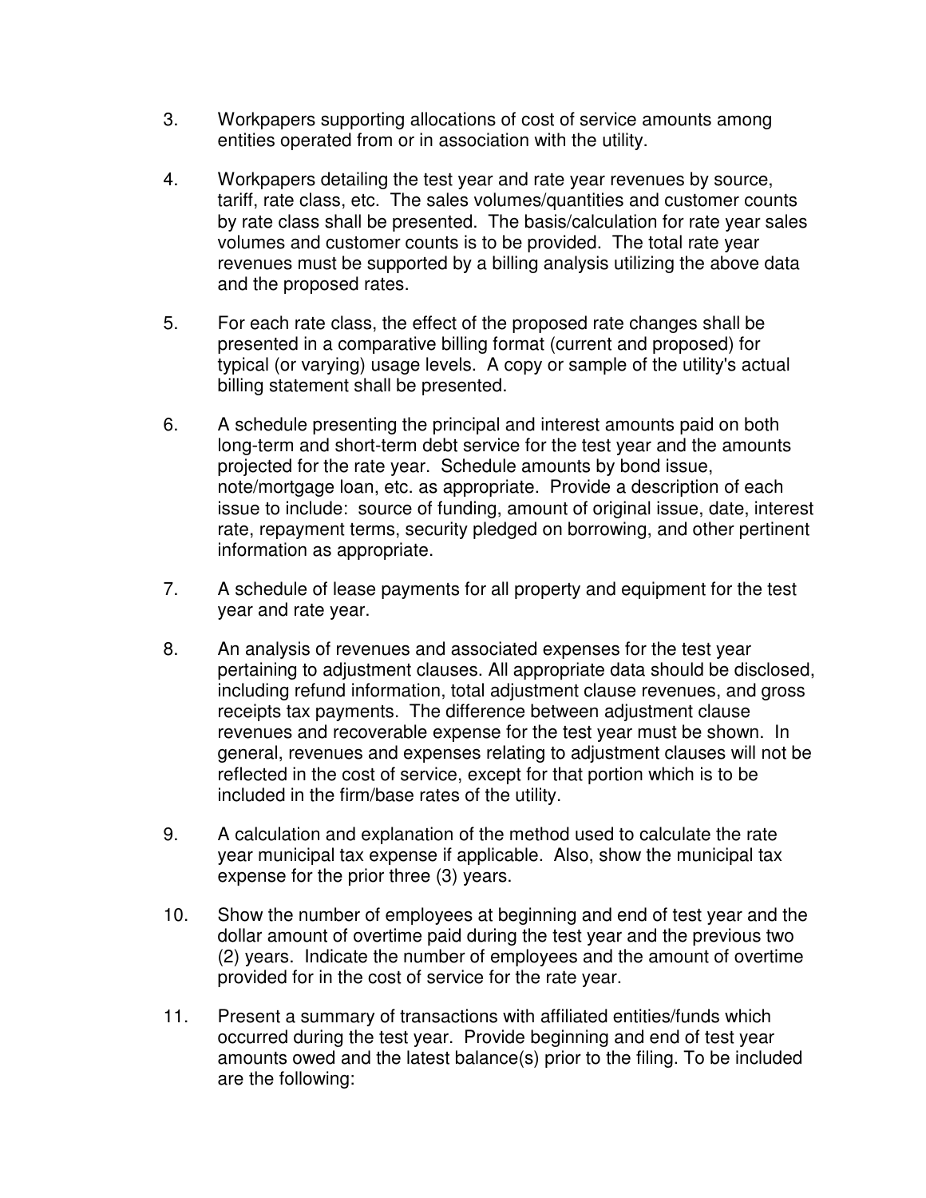3. Workpapers supporting allocations of cost of service amounts among entities operated from or in association with the utility.

4. Workpapers detailing the test year and rate year revenues by source, tariff, rate class, etc. The sales volumes/quantities and customer counts by rate class shall be presented. The basis/calculation for rate year sales volumes and customer counts is to be provided. The total rate year revenues must be supported by a billing analysis utilizing the above data and the proposed rates.

5. For each rate class, the effect of the proposed rate changes shall be presented in a comparative billing format (current and proposed) for typical (or varying) usage levels. A copy or sample of the utility's actual billing statement shall be presented.

6. A schedule presenting the principal and interest amounts paid on both long-term and short-term debt service for the test year and the amounts projected for the rate year. Schedule amounts by bond issue, note/mortgage loan, etc. as appropriate. Provide a description of each issue to include: source of funding, amount of original issue, date, interest rate, repayment terms, security pledged on borrowing, and other pertinent information as appropriate.

7. A schedule of lease payments for all property and equipment for the test year and rate year.

8. An analysis of revenues and associated expenses for the test year pertaining to adjustment clauses. All appropriate data should be disclosed, including refund information, total adjustment clause revenues, and gross receipts tax payments. The difference between adjustment clause revenues and recoverable expense for the test year must be shown. In general, revenues and expenses relating to adjustment clauses will not be reflected in the cost of service, except for that portion which is to be included in the firm/base rates of the utility.

9. A calculation and explanation of the method used to calculate the rate year municipal tax expense if applicable. Also, show the municipal tax expense for the prior three (3) years.

10. Show the number of employees at beginning and end of test year and the dollar amount of overtime paid during the test year and the previous two (2) years. Indicate the number of employees and the amount of overtime provided for in the cost of service for the rate year.

11. Present a summary of transactions with affiliated entities/funds which occurred during the test year. Provide beginning and end of test year amounts owed and the latest balance(s) prior to the filing. To be included are the following: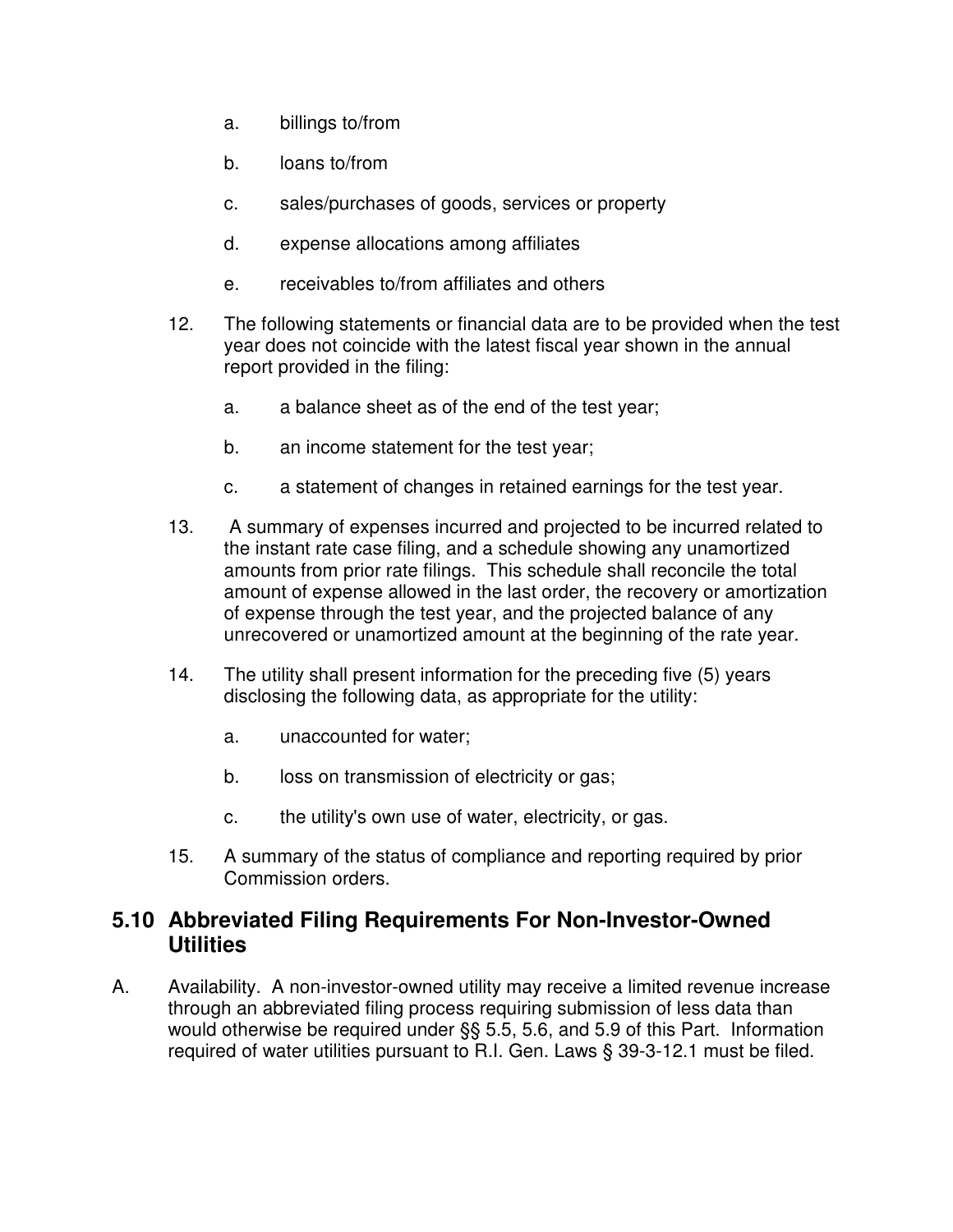a. billings to/from

b. loans to/from

c. sales/purchases of goods, services or property

d. expense allocations among affiliates

e. receivables to/from affiliates and others

12. The following statements or financial data are to be provided when the test year does not coincide with the latest fiscal year shown in the annual report provided in the filing:

    a. a balance sheet as of the end of the test year;

    b. an income statement for the test year;

    c. a statement of changes in retained earnings for the test year.

13. A summary of expenses incurred and projected to be incurred related to the instant rate case filing, and a schedule showing any unamortized amounts from prior rate filings. This schedule shall reconcile the total amount of expense allowed in the last order, the recovery or amortization of expense through the test year, and the projected balance of any unrecovered or unamortized amount at the beginning of the rate year.

14. The utility shall present information for the preceding five (5) years disclosing the following data, as appropriate for the utility:

    a. unaccounted for water;

    b. loss on transmission of electricity or gas;

    c. the utility's own use of water, electricity, or gas.

15. A summary of the status of compliance and reporting required by prior Commission orders.

## 5.10 Abbreviated Filing Requirements For Non-Investor-Owned Utilities

A. Availability. A non-investor-owned utility may receive a limited revenue increase through an abbreviated filing process requiring submission of less data than would otherwise be required under §§ 5.5, 5.6, and 5.9 of this Part. Information required of water utilities pursuant to R.I. Gen. Laws § 39-3-12.1 must be filed.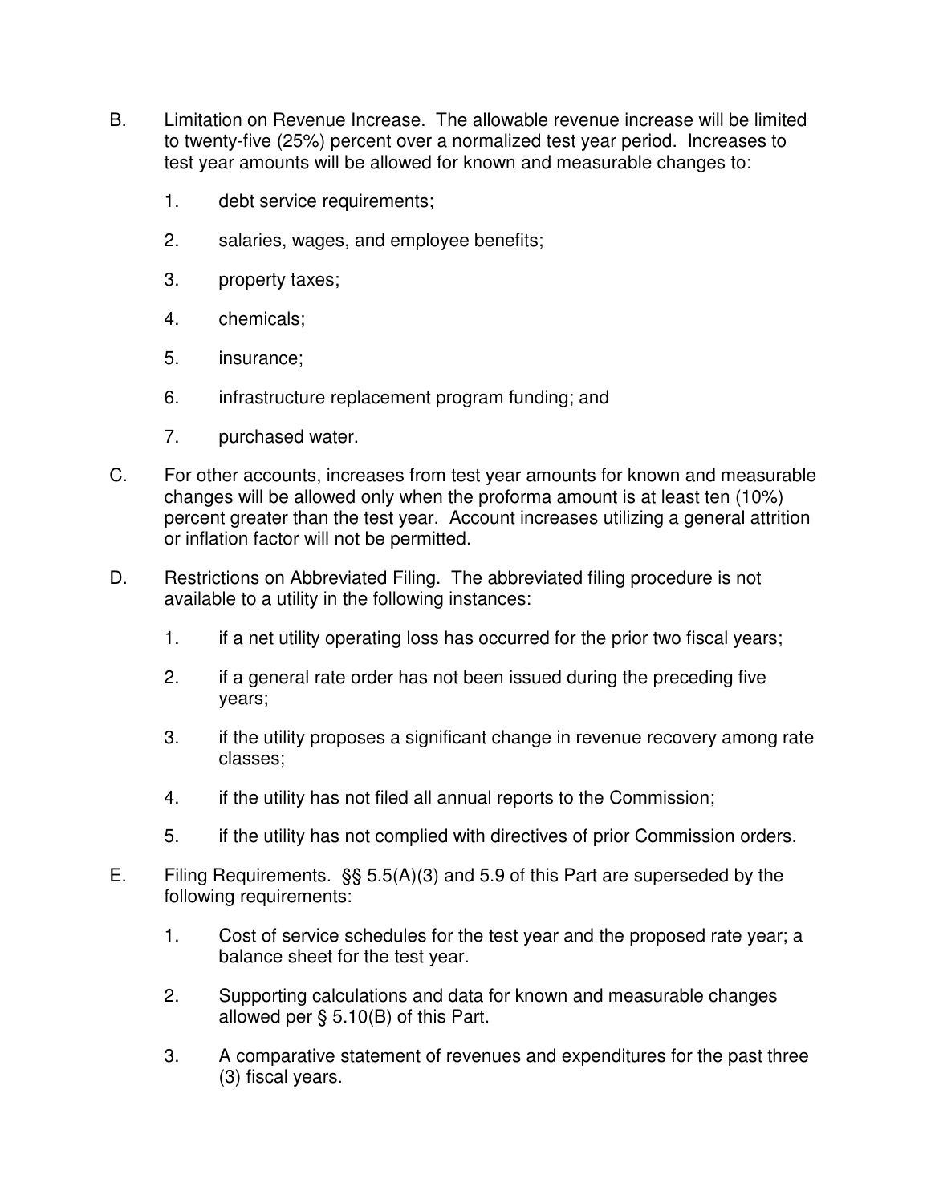B. Limitation on Revenue Increase. The allowable revenue increase will be limited to twenty-five (25%) percent over a normalized test year period. Increases to test year amounts will be allowed for known and measurable changes to:

   1. debt service requirements;

   2. salaries, wages, and employee benefits;

   3. property taxes;

   4. chemicals;

   5. insurance;

   6. infrastructure replacement program funding; and

   7. purchased water.

C. For other accounts, increases from test year amounts for known and measurable changes will be allowed only when the proforma amount is at least ten (10%) percent greater than the test year. Account increases utilizing a general attrition or inflation factor will not be permitted.

D. Restrictions on Abbreviated Filing. The abbreviated filing procedure is not available to a utility in the following instances:

   1. if a net utility operating loss has occurred for the prior two fiscal years;

   2. if a general rate order has not been issued during the preceding five years;

   3. if the utility proposes a significant change in revenue recovery among rate classes;

   4. if the utility has not filed all annual reports to the Commission;

   5. if the utility has not complied with directives of prior Commission orders.

E. Filing Requirements. §§ 5.5(A)(3) and 5.9 of this Part are superseded by the following requirements:

   1. Cost of service schedules for the test year and the proposed rate year; a balance sheet for the test year.

   2. Supporting calculations and data for known and measurable changes allowed per § 5.10(B) of this Part.

   3. A comparative statement of revenues and expenditures for the past three (3) fiscal years.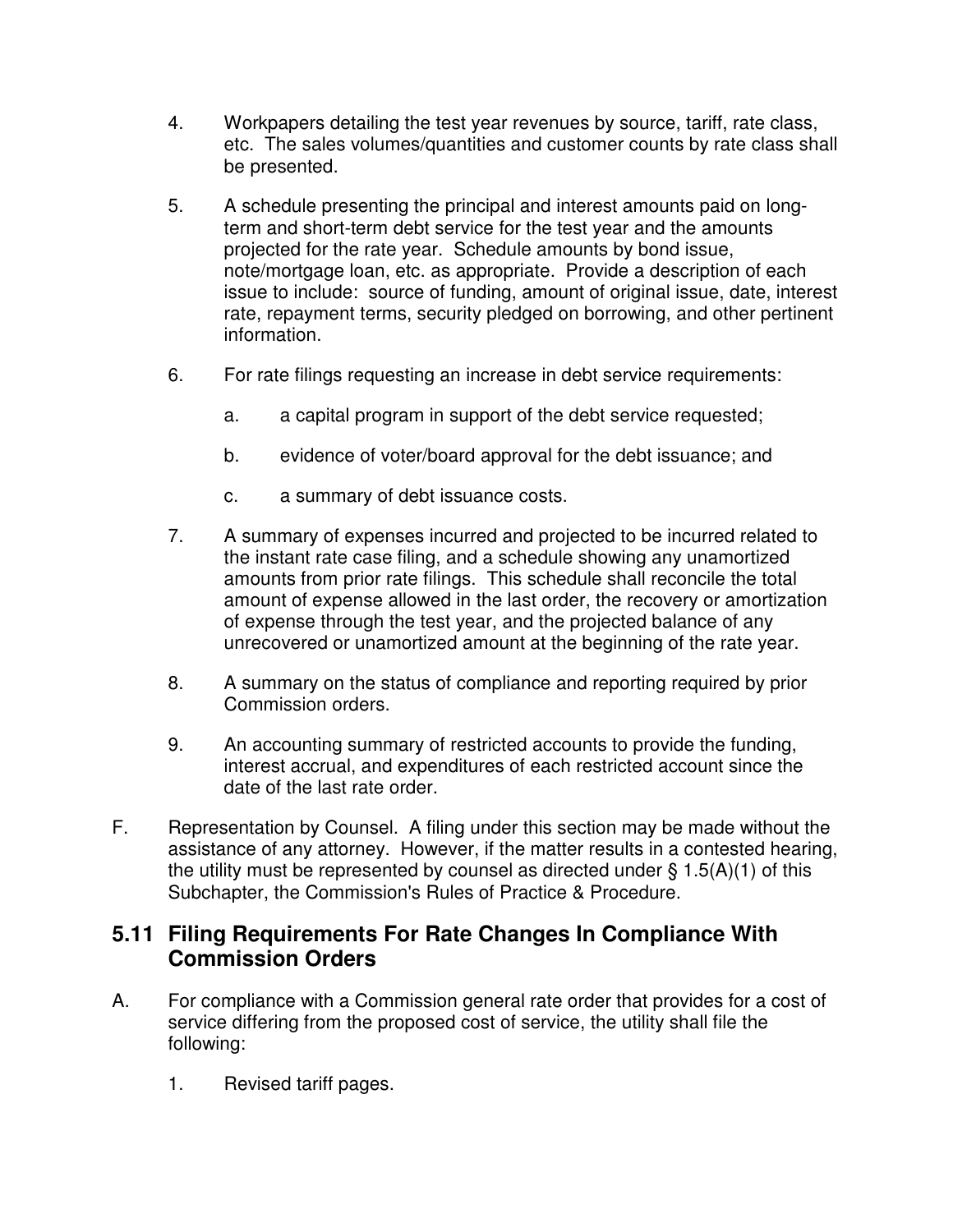4. Workpapers detailing the test year revenues by source, tariff, rate class, etc. The sales volumes/quantities and customer counts by rate class shall be presented.

5. A schedule presenting the principal and interest amounts paid on long-term and short-term debt service for the test year and the amounts projected for the rate year. Schedule amounts by bond issue, note/mortgage loan, etc. as appropriate. Provide a description of each issue to include: source of funding, amount of original issue, date, interest rate, repayment terms, security pledged on borrowing, and other pertinent information.

6. For rate filings requesting an increase in debt service requirements:

   a. a capital program in support of the debt service requested;

   b. evidence of voter/board approval for the debt issuance; and

   c. a summary of debt issuance costs.

7. A summary of expenses incurred and projected to be incurred related to the instant rate case filing, and a schedule showing any unamortized amounts from prior rate filings. This schedule shall reconcile the total amount of expense allowed in the last order, the recovery or amortization of expense through the test year, and the projected balance of any unrecovered or unamortized amount at the beginning of the rate year.

8. A summary on the status of compliance and reporting required by prior Commission orders.

9. An accounting summary of restricted accounts to provide the funding, interest accrual, and expenditures of each restricted account since the date of the last rate order.

F. Representation by Counsel. A filing under this section may be made without the assistance of any attorney. However, if the matter results in a contested hearing, the utility must be represented by counsel as directed under § 1.5(A)(1) of this Subchapter, the Commission's Rules of Practice & Procedure.

## 5.11 Filing Requirements For Rate Changes In Compliance With Commission Orders

A. For compliance with a Commission general rate order that provides for a cost of service differing from the proposed cost of service, the utility shall file the following:

   1. Revised tariff pages.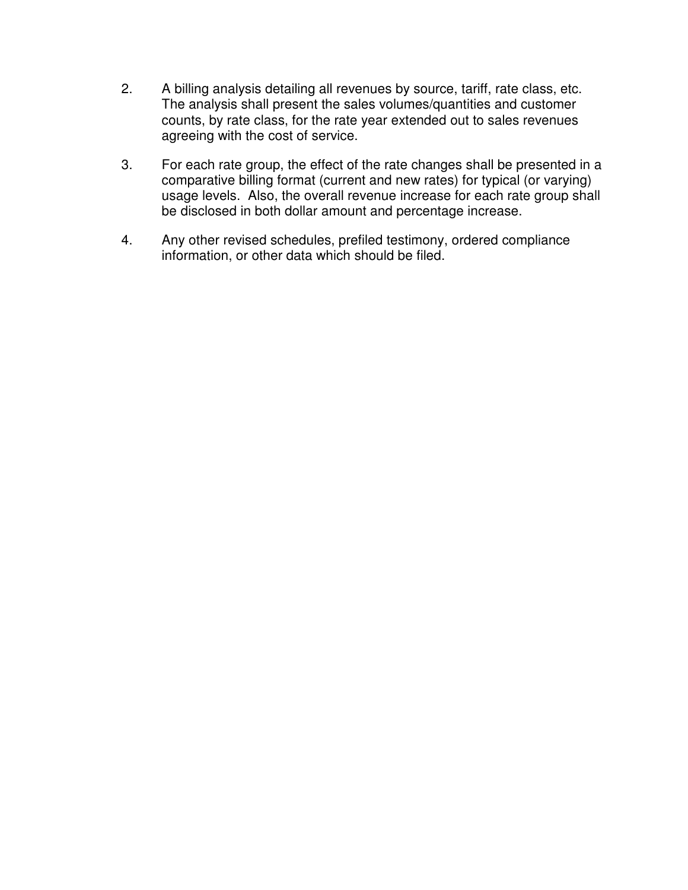2. A billing analysis detailing all revenues by source, tariff, rate class, etc. The analysis shall present the sales volumes/quantities and customer counts, by rate class, for the rate year extended out to sales revenues agreeing with the cost of service.

3. For each rate group, the effect of the rate changes shall be presented in a comparative billing format (current and new rates) for typical (or varying) usage levels. Also, the overall revenue increase for each rate group shall be disclosed in both dollar amount and percentage increase.

4. Any other revised schedules, prefiled testimony, ordered compliance information, or other data which should be filed.